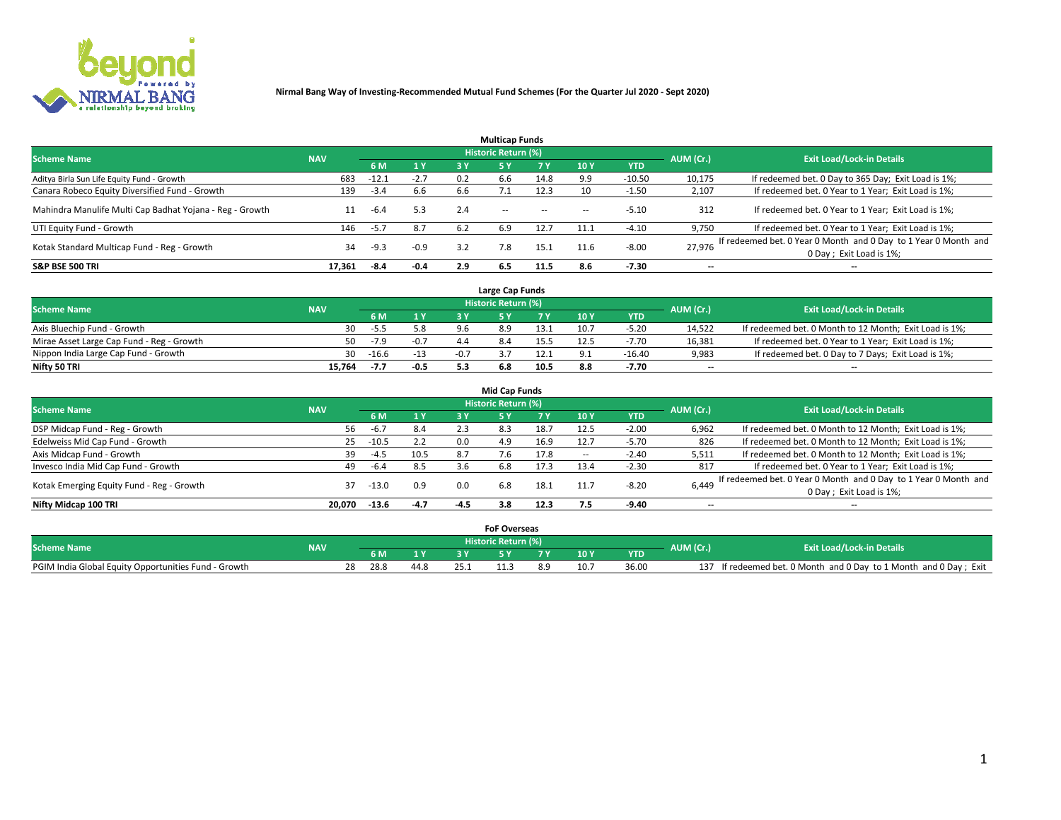**Nirmal Bang Way of Investing-Recommended Mutual Fund Schemes (For the Quarter Jul 2020 - Sept 2020)**

## Multicap Funds

| Scheme Name | NAV | Historic Return (%) | | | | | | | AUM (Cr.) | Exit Load/Lock-in Details |
|---|---|---|---|---|---|---|---|---|---|---|
| | | 6 M | 1 Y | 3 Y | 5 Y | 7 Y | 10 Y | YTD | | |
| Aditya Birla Sun Life Equity Fund - Growth | 683 | -12.1 | -2.7 | 0.2 | 6.6 | 14.8 | 9.9 | -10.50 | 10,175 | If redeemed bet. 0 Day to 365 Day; Exit Load is 1%; |
| Canara Robeco Equity Diversified Fund - Growth | 139 | -3.4 | 6.6 | 6.6 | 7.1 | 12.3 | 10 | -1.50 | 2,107 | If redeemed bet. 0 Year to 1 Year; Exit Load is 1%; |
| Mahindra Manulife Multi Cap Badhat Yojana - Reg - Growth | 11 | -6.4 | 5.3 | 2.4 | -- | -- | -- | -5.10 | 312 | If redeemed bet. 0 Year to 1 Year; Exit Load is 1%; |
| UTI Equity Fund - Growth | 146 | -5.7 | 8.7 | 6.2 | 6.9 | 12.7 | 11.1 | -4.10 | 9,750 | If redeemed bet. 0 Year to 1 Year; Exit Load is 1%; |
| Kotak Standard Multicap Fund - Reg - Growth | 34 | -9.3 | -0.9 | 3.2 | 7.8 | 15.1 | 11.6 | -8.00 | 27,976 | If redeemed bet. 0 Year 0 Month and 0 Day to 1 Year 0 Month and 0 Day ; Exit Load is 1%; |
| **S&P BSE 500 TRI** | **17,361** | **-8.4** | **-0.4** | **2.9** | **6.5** | **11.5** | **8.6** | **-7.30** | -- | -- |

## Large Cap Funds

| Scheme Name | NAV | Historic Return (%) | | | | | | | AUM (Cr.) | Exit Load/Lock-in Details |
|---|---|---|---|---|---|---|---|---|---|---|
| | | 6 M | 1 Y | 3 Y | 5 Y | 7 Y | 10 Y | YTD | | |
| Axis Bluechip Fund - Growth | 30 | -5.5 | 5.8 | 9.6 | 8.9 | 13.1 | 10.7 | -5.20 | 14,522 | If redeemed bet. 0 Month to 12 Month; Exit Load is 1%; |
| Mirae Asset Large Cap Fund - Reg - Growth | 50 | -7.9 | -0.7 | 4.4 | 8.4 | 15.5 | 12.5 | -7.70 | 16,381 | If redeemed bet. 0 Year to 1 Year; Exit Load is 1%; |
| Nippon India Large Cap Fund - Growth | 30 | -16.6 | -13 | -0.7 | 3.7 | 12.1 | 9.1 | -16.40 | 9,983 | If redeemed bet. 0 Day to 7 Days; Exit Load is 1%; |
| **Nifty 50 TRI** | **15,764** | **-7.7** | **-0.5** | **5.3** | **6.8** | **10.5** | **8.8** | **-7.70** | -- | -- |

## Mid Cap Funds

| Scheme Name | NAV | Historic Return (%) | | | | | | | AUM (Cr.) | Exit Load/Lock-in Details |
|---|---|---|---|---|---|---|---|---|---|---|
| | | 6 M | 1 Y | 3 Y | 5 Y | 7 Y | 10 Y | YTD | | |
| DSP Midcap Fund - Reg - Growth | 56 | -6.7 | 8.4 | 2.3 | 8.3 | 18.7 | 12.5 | -2.00 | 6,962 | If redeemed bet. 0 Month to 12 Month; Exit Load is 1%; |
| Edelweiss Mid Cap Fund - Growth | 25 | -10.5 | 2.2 | 0.0 | 4.9 | 16.9 | 12.7 | -5.70 | 826 | If redeemed bet. 0 Month to 12 Month; Exit Load is 1%; |
| Axis Midcap Fund - Growth | 39 | -4.5 | 10.5 | 8.7 | 7.6 | 17.8 | -- | -2.40 | 5,511 | If redeemed bet. 0 Month to 12 Month; Exit Load is 1%; |
| Invesco India Mid Cap Fund - Growth | 49 | -6.4 | 8.5 | 3.6 | 6.8 | 17.3 | 13.4 | -2.30 | 817 | If redeemed bet. 0 Year to 1 Year; Exit Load is 1%; |
| Kotak Emerging Equity Fund - Reg - Growth | 37 | -13.0 | 0.9 | 0.0 | 6.8 | 18.1 | 11.7 | -8.20 | 6,449 | If redeemed bet. 0 Year 0 Month and 0 Day to 1 Year 0 Month and 0 Day ; Exit Load is 1%; |
| **Nifty Midcap 100 TRI** | **20,070** | **-13.6** | **-4.7** | **-4.5** | **3.8** | **12.3** | **7.5** | **-9.40** | -- | -- |

## FoF Overseas

| Scheme Name | NAV | Historic Return (%) | | | | | | | AUM (Cr.) | Exit Load/Lock-in Details |
|---|---|---|---|---|---|---|---|---|---|---|
| | | 6 M | 1 Y | 3 Y | 5 Y | 7 Y | 10 Y | YTD | | |
| PGIM India Global Equity Opportunities Fund - Growth | 28 | 28.8 | 44.8 | 25.1 | 11.3 | 8.9 | 10.7 | 36.00 | 137 | If redeemed bet. 0 Month and 0 Day to 1 Month and 0 Day ; Exit |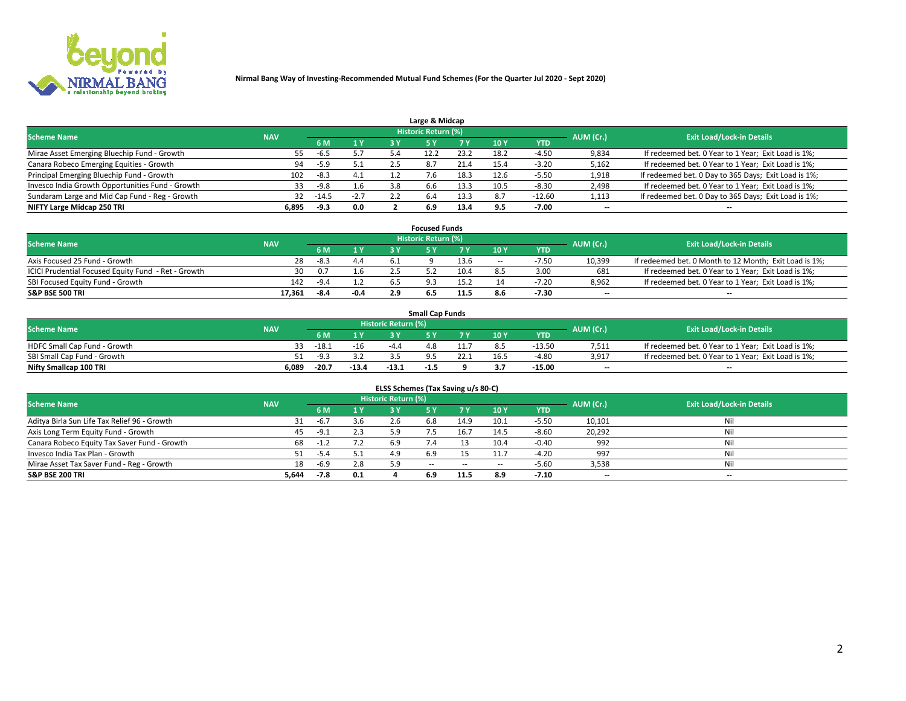**Nirmal Bang Way of Investing-Recommended Mutual Fund Schemes (For the Quarter Jul 2020 - Sept 2020)**

### Large & Midcap

| Scheme Name | NAV | Historic Return (%) | | | | | | | AUM (Cr.) | Exit Load/Lock-in Details |
|---|---|---|---|---|---|---|---|---|---|---|
| | | 6 M | 1 Y | 3 Y | 5 Y | 7 Y | 10 Y | YTD | | |
| Mirae Asset Emerging Bluechip Fund - Growth | 55 | -6.5 | 5.7 | 5.4 | 12.2 | 23.2 | 18.2 | -4.50 | 9,834 | If redeemed bet. 0 Year to 1 Year; Exit Load is 1%; |
| Canara Robeco Emerging Equities - Growth | 94 | -5.9 | 5.1 | 2.5 | 8.7 | 21.4 | 15.4 | -3.20 | 5,162 | If redeemed bet. 0 Year to 1 Year; Exit Load is 1%; |
| Principal Emerging Bluechip Fund - Growth | 102 | -8.3 | 4.1 | 1.2 | 7.6 | 18.3 | 12.6 | -5.50 | 1,918 | If redeemed bet. 0 Day to 365 Days; Exit Load is 1%; |
| Invesco India Growth Opportunities Fund - Growth | 33 | -9.8 | 1.6 | 3.8 | 6.6 | 13.3 | 10.5 | -8.30 | 2,498 | If redeemed bet. 0 Year to 1 Year; Exit Load is 1%; |
| Sundaram Large and Mid Cap Fund - Reg - Growth | 32 | -14.5 | -2.7 | 2.2 | 6.4 | 13.3 | 8.7 | -12.60 | 1,113 | If redeemed bet. 0 Day to 365 Days; Exit Load is 1%; |
| **NIFTY Large Midcap 250 TRI** | **6,895** | **-9.3** | **0.0** | **2** | **6.9** | **13.4** | **9.5** | **-7.00** | -- | -- |

### Focused Funds

| Scheme Name | NAV | Historic Return (%) | | | | | | | AUM (Cr.) | Exit Load/Lock-in Details |
|---|---|---|---|---|---|---|---|---|---|---|
| | | 6 M | 1 Y | 3 Y | 5 Y | 7 Y | 10 Y | YTD | | |
| Axis Focused 25 Fund - Growth | 28 | -8.3 | 4.4 | 6.1 | 9 | 13.6 | -- | -7.50 | 10,399 | If redeemed bet. 0 Month to 12 Month; Exit Load is 1%; |
| ICICI Prudential Focused Equity Fund - Ret - Growth | 30 | 0.7 | 1.6 | 2.5 | 5.2 | 10.4 | 8.5 | 3.00 | 681 | If redeemed bet. 0 Year to 1 Year; Exit Load is 1%; |
| SBI Focused Equity Fund - Growth | 142 | -9.4 | 1.2 | 6.5 | 9.3 | 15.2 | 14 | -7.20 | 8,962 | If redeemed bet. 0 Year to 1 Year; Exit Load is 1%; |
| **S&P BSE 500 TRI** | **17,361** | **-8.4** | **-0.4** | **2.9** | **6.5** | **11.5** | **8.6** | **-7.30** | -- | -- |

### Small Cap Funds

| Scheme Name | NAV | Historic Return (%) | | | | | | | AUM (Cr.) | Exit Load/Lock-in Details |
|---|---|---|---|---|---|---|---|---|---|---|
| | | 6 M | 1 Y | 3 Y | 5 Y | 7 Y | 10 Y | YTD | | |
| HDFC Small Cap Fund - Growth | 33 | -18.1 | -16 | -4.4 | 4.8 | 11.7 | 8.5 | -13.50 | 7,511 | If redeemed bet. 0 Year to 1 Year; Exit Load is 1%; |
| SBI Small Cap Fund - Growth | 51 | -9.3 | 3.2 | 3.5 | 9.5 | 22.1 | 16.5 | -4.80 | 3,917 | If redeemed bet. 0 Year to 1 Year; Exit Load is 1%; |
| **Nifty Smallcap 100 TRI** | **6,089** | **-20.7** | **-13.4** | **-13.1** | **-1.5** | **9** | **3.7** | **-15.00** | -- | -- |

### ELSS Schemes (Tax Saving u/s 80-C)

| Scheme Name | NAV | Historic Return (%) | | | | | | | AUM (Cr.) | Exit Load/Lock-in Details |
|---|---|---|---|---|---|---|---|---|---|---|
| | | 6 M | 1 Y | 3 Y | 5 Y | 7 Y | 10 Y | YTD | | |
| Aditya Birla Sun Life Tax Relief 96 - Growth | 31 | -6.7 | 3.6 | 2.6 | 6.8 | 14.9 | 10.1 | -5.50 | 10,101 | Nil |
| Axis Long Term Equity Fund - Growth | 45 | -9.1 | 2.3 | 5.9 | 7.5 | 16.7 | 14.5 | -8.60 | 20,292 | Nil |
| Canara Robeco Equity Tax Saver Fund - Growth | 68 | -1.2 | 7.2 | 6.9 | 7.4 | 13 | 10.4 | -0.40 | 992 | Nil |
| Invesco India Tax Plan - Growth | 51 | -5.4 | 5.1 | 4.9 | 6.9 | 15 | 11.7 | -4.20 | 997 | Nil |
| Mirae Asset Tax Saver Fund - Reg - Growth | 18 | -6.9 | 2.8 | 5.9 | -- | -- | -- | -5.60 | 3,538 | Nil |
| **S&P BSE 200 TRI** | **5,644** | **-7.8** | **0.1** | **4** | **6.9** | **11.5** | **8.9** | **-7.10** | -- | -- |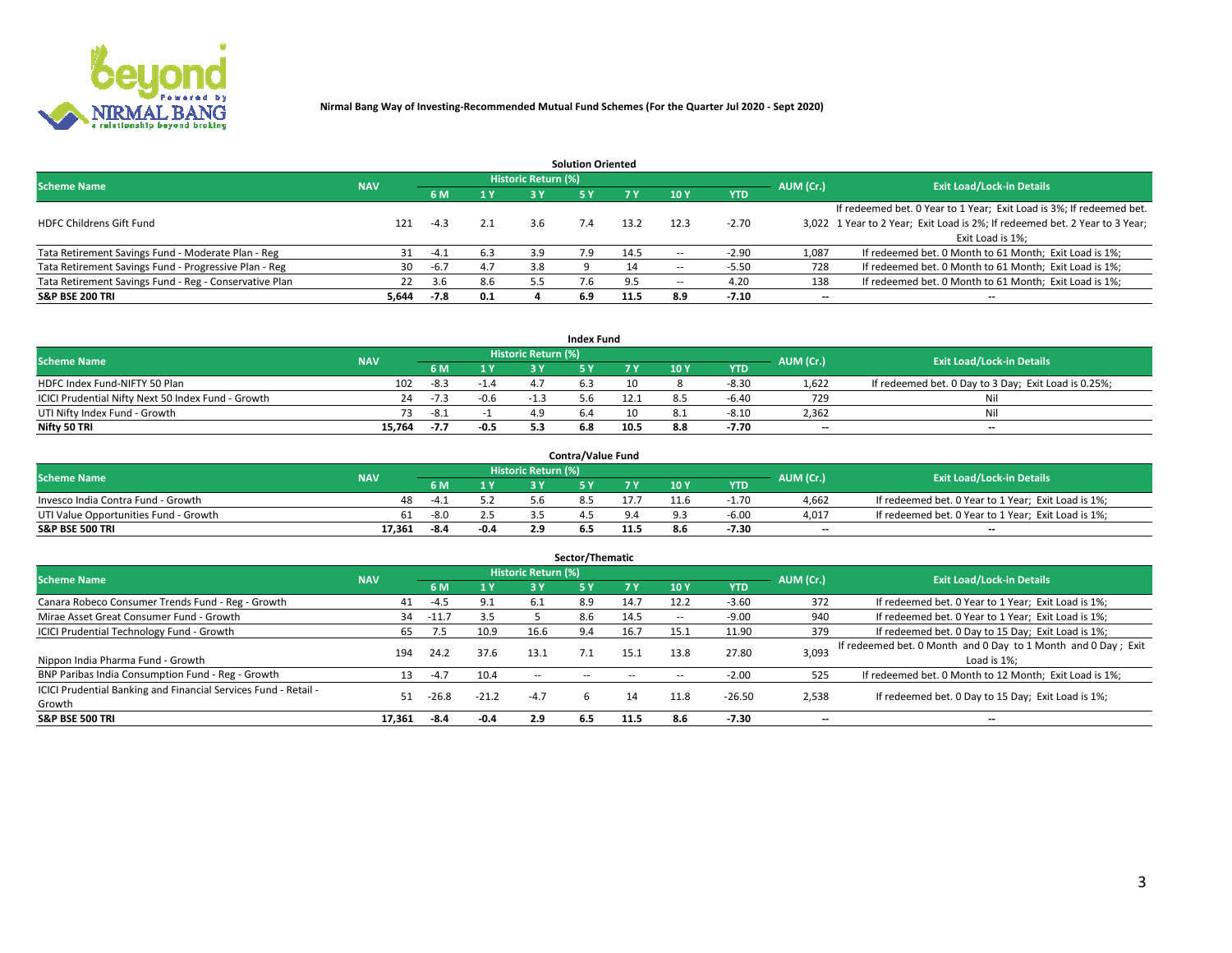**Nirmal Bang Way of Investing-Recommended Mutual Fund Schemes (For the Quarter Jul 2020 - Sept 2020)**

## Solution Oriented

| Scheme Name | NAV | Historic Return (%) | | | | | | | AUM (Cr.) | Exit Load/Lock-in Details |
|---|---|---|---|---|---|---|---|---|---|---|
| | | 6 M | 1 Y | 3 Y | 5 Y | 7 Y | 10 Y | YTD | | |
| HDFC Childrens Gift Fund | 121 | -4.3 | 2.1 | 3.6 | 7.4 | 13.2 | 12.3 | -2.70 | 3,022 | If redeemed bet. 0 Year to 1 Year; Exit Load is 3%; If redeemed bet. 1 Year to 2 Year; Exit Load is 2%; If redeemed bet. 2 Year to 3 Year; Exit Load is 1%; |
| Tata Retirement Savings Fund - Moderate Plan - Reg | 31 | -4.1 | 6.3 | 3.9 | 7.9 | 14.5 | -- | -2.90 | 1,087 | If redeemed bet. 0 Month to 61 Month; Exit Load is 1%; |
| Tata Retirement Savings Fund - Progressive Plan - Reg | 30 | -6.7 | 4.7 | 3.8 | 9 | 14 | -- | -5.50 | 728 | If redeemed bet. 0 Month to 61 Month; Exit Load is 1%; |
| Tata Retirement Savings Fund - Reg - Conservative Plan | 22 | 3.6 | 8.6 | 5.5 | 7.6 | 9.5 | -- | 4.20 | 138 | If redeemed bet. 0 Month to 61 Month; Exit Load is 1%; |
| **S&P BSE 200 TRI** | **5,644** | **-7.8** | **0.1** | **4** | **6.9** | **11.5** | **8.9** | **-7.10** | **--** | **--** |

## Index Fund

| Scheme Name | NAV | Historic Return (%) | | | | | | | AUM (Cr.) | Exit Load/Lock-in Details |
|---|---|---|---|---|---|---|---|---|---|---|
| | | 6 M | 1 Y | 3 Y | 5 Y | 7 Y | 10 Y | YTD | | |
| HDFC Index Fund-NIFTY 50 Plan | 102 | -8.3 | -1.4 | 4.7 | 6.3 | 10 | 8 | -8.30 | 1,622 | If redeemed bet. 0 Day to 3 Day; Exit Load is 0.25%; |
| ICICI Prudential Nifty Next 50 Index Fund - Growth | 24 | -7.3 | -0.6 | -1.3 | 5.6 | 12.1 | 8.5 | -6.40 | 729 | Nil |
| UTI Nifty Index Fund - Growth | 73 | -8.1 | -1 | 4.9 | 6.4 | 10 | 8.1 | -8.10 | 2,362 | Nil |
| **Nifty 50 TRI** | **15,764** | **-7.7** | **-0.5** | **5.3** | **6.8** | **10.5** | **8.8** | **-7.70** | **--** | **--** |

## Contra/Value Fund

| Scheme Name | NAV | Historic Return (%) | | | | | | | AUM (Cr.) | Exit Load/Lock-in Details |
|---|---|---|---|---|---|---|---|---|---|---|
| | | 6 M | 1 Y | 3 Y | 5 Y | 7 Y | 10 Y | YTD | | |
| Invesco India Contra Fund - Growth | 48 | -4.1 | 5.2 | 5.6 | 8.5 | 17.7 | 11.6 | -1.70 | 4,662 | If redeemed bet. 0 Year to 1 Year; Exit Load is 1%; |
| UTI Value Opportunities Fund - Growth | 61 | -8.0 | 2.5 | 3.5 | 4.5 | 9.4 | 9.3 | -6.00 | 4,017 | If redeemed bet. 0 Year to 1 Year; Exit Load is 1%; |
| **S&P BSE 500 TRI** | **17,361** | **-8.4** | **-0.4** | **2.9** | **6.5** | **11.5** | **8.6** | **-7.30** | **--** | **--** |

## Sector/Thematic

| Scheme Name | NAV | Historic Return (%) | | | | | | | AUM (Cr.) | Exit Load/Lock-in Details |
|---|---|---|---|---|---|---|---|---|---|---|
| | | 6 M | 1 Y | 3 Y | 5 Y | 7 Y | 10 Y | YTD | | |
| Canara Robeco Consumer Trends Fund - Reg - Growth | 41 | -4.5 | 9.1 | 6.1 | 8.9 | 14.7 | 12.2 | -3.60 | 372 | If redeemed bet. 0 Year to 1 Year; Exit Load is 1%; |
| Mirae Asset Great Consumer Fund - Growth | 34 | -11.7 | 3.5 | 5 | 8.6 | 14.5 | -- | -9.00 | 940 | If redeemed bet. 0 Year to 1 Year; Exit Load is 1%; |
| ICICI Prudential Technology Fund - Growth | 65 | 7.5 | 10.9 | 16.6 | 9.4 | 16.7 | 15.1 | 11.90 | 379 | If redeemed bet. 0 Day to 15 Day; Exit Load is 1%; |
| Nippon India Pharma Fund - Growth | 194 | 24.2 | 37.6 | 13.1 | 7.1 | 15.1 | 13.8 | 27.80 | 3,093 | If redeemed bet. 0 Month and 0 Day to 1 Month and 0 Day ; Exit Load is 1%; |
| BNP Paribas India Consumption Fund - Reg - Growth | 13 | -4.7 | 10.4 | -- | -- | -- | -- | -2.00 | 525 | If redeemed bet. 0 Month to 12 Month; Exit Load is 1%; |
| ICICI Prudential Banking and Financial Services Fund - Retail - Growth | 51 | -26.8 | -21.2 | -4.7 | 6 | 14 | 11.8 | -26.50 | 2,538 | If redeemed bet. 0 Day to 15 Day; Exit Load is 1%; |
| **S&P BSE 500 TRI** | **17,361** | **-8.4** | **-0.4** | **2.9** | **6.5** | **11.5** | **8.6** | **-7.30** | **--** | **--** |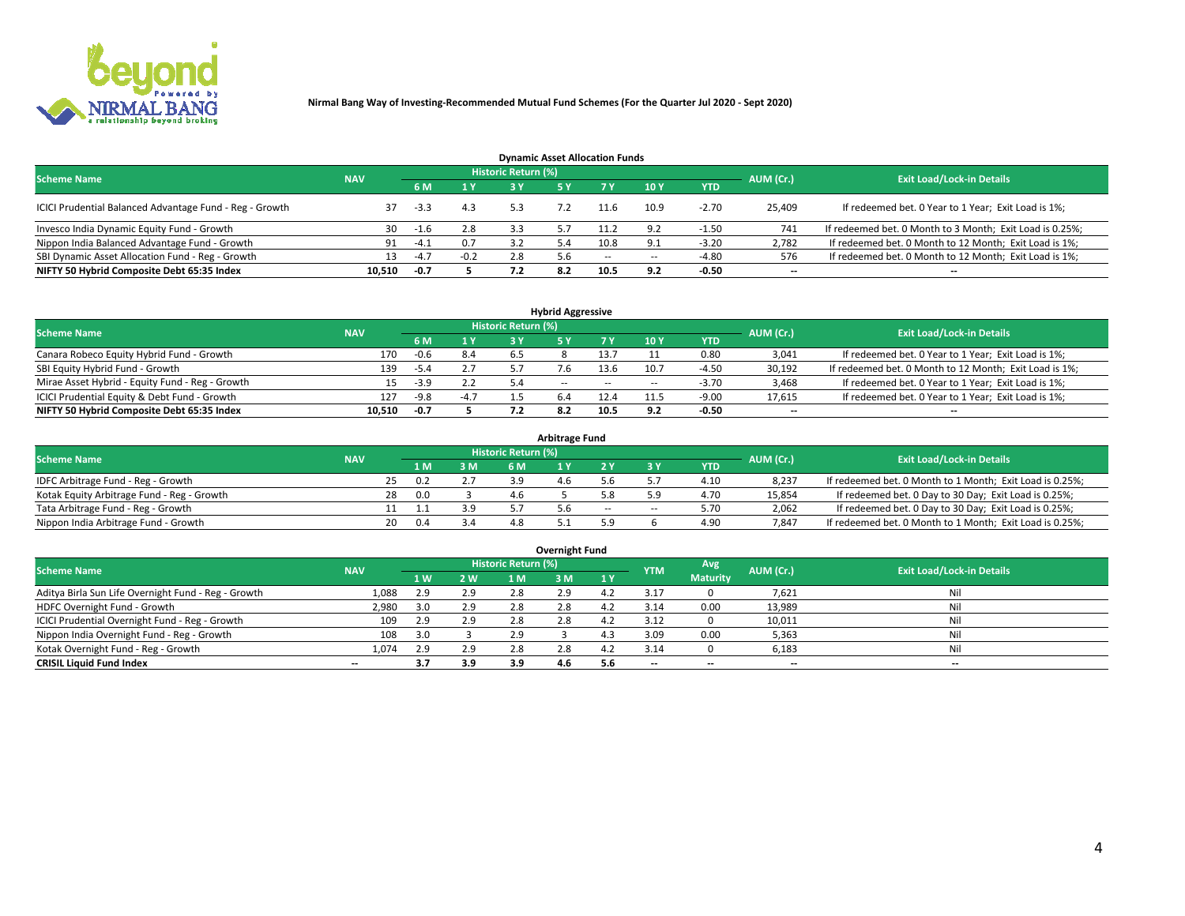**Nirmal Bang Way of Investing-Recommended Mutual Fund Schemes (For the Quarter Jul 2020 - Sept 2020)**

### Dynamic Asset Allocation Funds

| Scheme Name | NAV | Historic Return (%) | | | | | | | AUM (Cr.) | Exit Load/Lock-in Details |
|---|---|---|---|---|---|---|---|---|---|---|
| | | 6 M | 1 Y | 3 Y | 5 Y | 7 Y | 10 Y | YTD | | |
| ICICI Prudential Balanced Advantage Fund - Reg - Growth | 37 | -3.3 | 4.3 | 5.3 | 7.2 | 11.6 | 10.9 | -2.70 | 25,409 | If redeemed bet. 0 Year to 1 Year; Exit Load is 1%; |
| Invesco India Dynamic Equity Fund - Growth | 30 | -1.6 | 2.8 | 3.3 | 5.7 | 11.2 | 9.2 | -1.50 | 741 | If redeemed bet. 0 Month to 3 Month; Exit Load is 0.25%; |
| Nippon India Balanced Advantage Fund - Growth | 91 | -4.1 | 0.7 | 3.2 | 5.4 | 10.8 | 9.1 | -3.20 | 2,782 | If redeemed bet. 0 Month to 12 Month; Exit Load is 1%; |
| SBI Dynamic Asset Allocation Fund - Reg - Growth | 13 | -4.7 | -0.2 | 2.8 | 5.6 | -- | -- | -4.80 | 576 | If redeemed bet. 0 Month to 12 Month; Exit Load is 1%; |
| **NIFTY 50 Hybrid Composite Debt 65:35 Index** | **10,510** | **-0.7** | **5** | **7.2** | **8.2** | **10.5** | **9.2** | **-0.50** | **--** | **--** |

### Hybrid Aggressive

| Scheme Name | NAV | Historic Return (%) | | | | | | | AUM (Cr.) | Exit Load/Lock-in Details |
|---|---|---|---|---|---|---|---|---|---|---|
| | | 6 M | 1 Y | 3 Y | 5 Y | 7 Y | 10 Y | YTD | | |
| Canara Robeco Equity Hybrid Fund - Growth | 170 | -0.6 | 8.4 | 6.5 | 8 | 13.7 | 11 | 0.80 | 3,041 | If redeemed bet. 0 Year to 1 Year; Exit Load is 1%; |
| SBI Equity Hybrid Fund - Growth | 139 | -5.4 | 2.7 | 5.7 | 7.6 | 13.6 | 10.7 | -4.50 | 30,192 | If redeemed bet. 0 Month to 12 Month; Exit Load is 1%; |
| Mirae Asset Hybrid - Equity Fund - Reg - Growth | 15 | -3.9 | 2.2 | 5.4 | -- | -- | -- | -3.70 | 3,468 | If redeemed bet. 0 Year to 1 Year; Exit Load is 1%; |
| ICICI Prudential Equity & Debt Fund - Growth | 127 | -9.8 | -4.7 | 1.5 | 6.4 | 12.4 | 11.5 | -9.00 | 17,615 | If redeemed bet. 0 Year to 1 Year; Exit Load is 1%; |
| **NIFTY 50 Hybrid Composite Debt 65:35 Index** | **10,510** | **-0.7** | **5** | **7.2** | **8.2** | **10.5** | **9.2** | **-0.50** | **--** | **--** |

### Arbitrage Fund

| Scheme Name | NAV | Historic Return (%) | | | | | | | AUM (Cr.) | Exit Load/Lock-in Details |
|---|---|---|---|---|---|---|---|---|---|---|
| | | 1 M | 3 M | 6 M | 1 Y | 2 Y | 3 Y | YTD | | |
| IDFC Arbitrage Fund - Reg - Growth | 25 | 0.2 | 2.7 | 3.9 | 4.6 | 5.6 | 5.7 | 4.10 | 8,237 | If redeemed bet. 0 Month to 1 Month; Exit Load is 0.25%; |
| Kotak Equity Arbitrage Fund - Reg - Growth | 28 | 0.0 | 3 | 4.6 | 5 | 5.8 | 5.9 | 4.70 | 15,854 | If redeemed bet. 0 Day to 30 Day; Exit Load is 0.25%; |
| Tata Arbitrage Fund - Reg - Growth | 11 | 1.1 | 3.9 | 5.7 | 5.6 | -- | -- | 5.70 | 2,062 | If redeemed bet. 0 Day to 30 Day; Exit Load is 0.25%; |
| Nippon India Arbitrage Fund - Growth | 20 | 0.4 | 3.4 | 4.8 | 5.1 | 5.9 | 6 | 4.90 | 7,847 | If redeemed bet. 0 Month to 1 Month; Exit Load is 0.25%; |

### Overnight Fund

| Scheme Name | NAV | Historic Return (%) | | | | | YTM | Avg Maturity | AUM (Cr.) | Exit Load/Lock-in Details |
|---|---|---|---|---|---|---|---|---|---|---|
| | | 1 W | 2 W | 1 M | 3 M | 1 Y | | | | |
| Aditya Birla Sun Life Overnight Fund - Reg - Growth | 1,088 | 2.9 | 2.9 | 2.8 | 2.9 | 4.2 | 3.17 | 0 | 7,621 | Nil |
| HDFC Overnight Fund - Growth | 2,980 | 3.0 | 2.9 | 2.8 | 2.8 | 4.2 | 3.14 | 0.00 | 13,989 | Nil |
| ICICI Prudential Overnight Fund - Reg - Growth | 109 | 2.9 | 2.9 | 2.8 | 2.8 | 4.2 | 3.12 | 0 | 10,011 | Nil |
| Nippon India Overnight Fund - Reg - Growth | 108 | 3.0 | 3 | 2.9 | 3 | 4.3 | 3.09 | 0.00 | 5,363 | Nil |
| Kotak Overnight Fund - Reg - Growth | 1,074 | 2.9 | 2.9 | 2.8 | 2.8 | 4.2 | 3.14 | 0 | 6,183 | Nil |
| **CRISIL Liquid Fund Index** | **--** | **3.7** | **3.9** | **3.9** | **4.6** | **5.6** | **--** | **--** | **--** | **--** |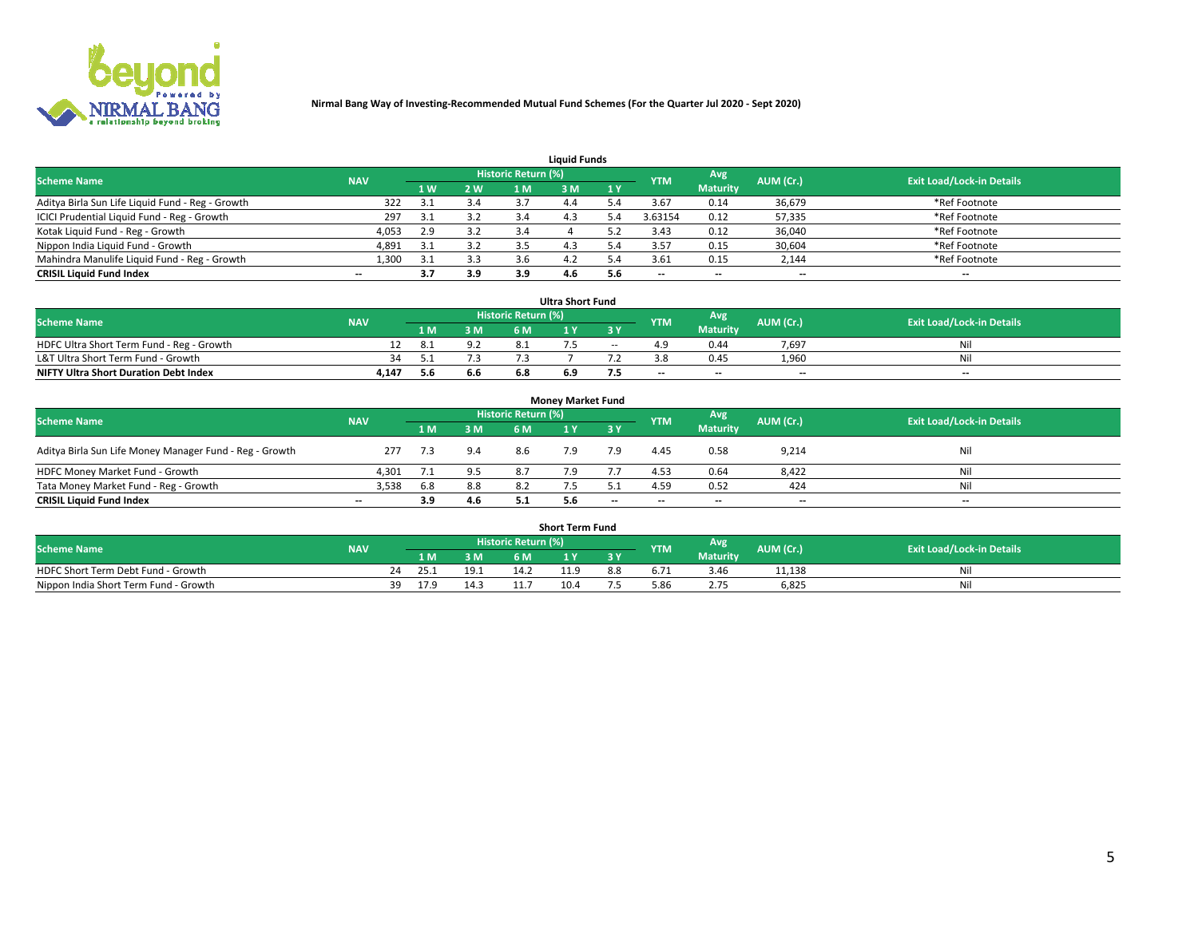**Nirmal Bang Way of Investing-Recommended Mutual Fund Schemes (For the Quarter Jul 2020 - Sept 2020)**

### Liquid Funds

| Scheme Name | NAV | Historic Return (%) | | | | | YTM | Avg Maturity | AUM (Cr.) | Exit Load/Lock-in Details |
|---|---|---|---|---|---|---|---|---|---|---|
| | | 1 W | 2 W | 1 M | 3 M | 1 Y | | | | |
| Aditya Birla Sun Life Liquid Fund - Reg - Growth | 322 | 3.1 | 3.4 | 3.7 | 4.4 | 5.4 | 3.67 | 0.14 | 36,679 | *Ref Footnote |
| ICICI Prudential Liquid Fund - Reg - Growth | 297 | 3.1 | 3.2 | 3.4 | 4.3 | 5.4 | 3.63154 | 0.12 | 57,335 | *Ref Footnote |
| Kotak Liquid Fund - Reg - Growth | 4,053 | 2.9 | 3.2 | 3.4 | 4 | 5.2 | 3.43 | 0.12 | 36,040 | *Ref Footnote |
| Nippon India Liquid Fund - Growth | 4,891 | 3.1 | 3.2 | 3.5 | 4.3 | 5.4 | 3.57 | 0.15 | 30,604 | *Ref Footnote |
| Mahindra Manulife Liquid Fund - Reg - Growth | 1,300 | 3.1 | 3.3 | 3.6 | 4.2 | 5.4 | 3.61 | 0.15 | 2,144 | *Ref Footnote |
| **CRISIL Liquid Fund Index** | -- | **3.7** | **3.9** | **3.9** | **4.6** | **5.6** | -- | -- | -- | -- |

### Ultra Short Fund

| Scheme Name | NAV | Historic Return (%) | | | | | YTM | Avg Maturity | AUM (Cr.) | Exit Load/Lock-in Details |
|---|---|---|---|---|---|---|---|---|---|---|
| | | 1 M | 3 M | 6 M | 1 Y | 3 Y | | | | |
| HDFC Ultra Short Term Fund - Reg - Growth | 12 | 8.1 | 9.2 | 8.1 | 7.5 | -- | 4.9 | 0.44 | 7,697 | Nil |
| L&T Ultra Short Term Fund - Growth | 34 | 5.1 | 7.3 | 7.3 | 7 | 7.2 | 3.8 | 0.45 | 1,960 | Nil |
| **NIFTY Ultra Short Duration Debt Index** | **4,147** | **5.6** | **6.6** | **6.8** | **6.9** | **7.5** | -- | -- | -- | -- |

### Money Market Fund

| Scheme Name | NAV | Historic Return (%) | | | | | YTM | Avg Maturity | AUM (Cr.) | Exit Load/Lock-in Details |
|---|---|---|---|---|---|---|---|---|---|---|
| | | 1 M | 3 M | 6 M | 1 Y | 3 Y | | | | |
| Aditya Birla Sun Life Money Manager Fund - Reg - Growth | 277 | 7.3 | 9.4 | 8.6 | 7.9 | 7.9 | 4.45 | 0.58 | 9,214 | Nil |
| HDFC Money Market Fund - Growth | 4,301 | 7.1 | 9.5 | 8.7 | 7.9 | 7.7 | 4.53 | 0.64 | 8,422 | Nil |
| Tata Money Market Fund - Reg - Growth | 3,538 | 6.8 | 8.8 | 8.2 | 7.5 | 5.1 | 4.59 | 0.52 | 424 | Nil |
| **CRISIL Liquid Fund Index** | -- | **3.9** | **4.6** | **5.1** | **5.6** | -- | -- | -- | -- | -- |

### Short Term Fund

| Scheme Name | NAV | Historic Return (%) | | | | | YTM | Avg Maturity | AUM (Cr.) | Exit Load/Lock-in Details |
|---|---|---|---|---|---|---|---|---|---|---|
| | | 1 M | 3 M | 6 M | 1 Y | 3 Y | | | | |
| HDFC Short Term Debt Fund - Growth | 24 | 25.1 | 19.1 | 14.2 | 11.9 | 8.8 | 6.71 | 3.46 | 11,138 | Nil |
| Nippon India Short Term Fund - Growth | 39 | 17.9 | 14.3 | 11.7 | 10.4 | 7.5 | 5.86 | 2.75 | 6,825 | Nil |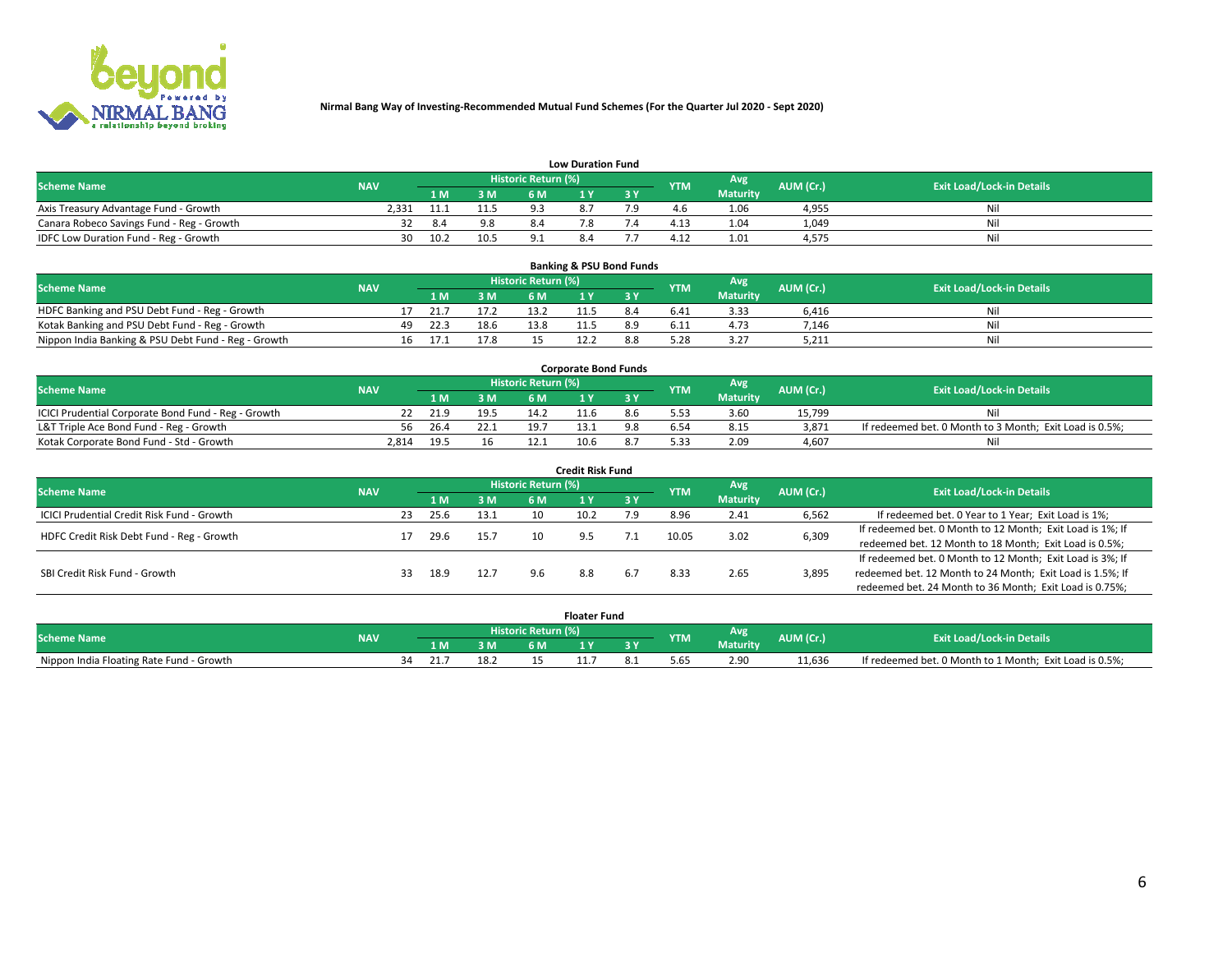**Nirmal Bang Way of Investing-Recommended Mutual Fund Schemes (For the Quarter Jul 2020 - Sept 2020)**

### Low Duration Fund

| Scheme Name | NAV | Historic Return (%) | | | | | YTM | Avg Maturity | AUM (Cr.) | Exit Load/Lock-in Details |
|---|---|---|---|---|---|---|---|---|---|---|
| | | 1 M | 3 M | 6 M | 1 Y | 3 Y | | | | |
| Axis Treasury Advantage Fund - Growth | 2,331 | 11.1 | 11.5 | 9.3 | 8.7 | 7.9 | 4.6 | 1.06 | 4,955 | Nil |
| Canara Robeco Savings Fund - Reg - Growth | 32 | 8.4 | 9.8 | 8.4 | 7.8 | 7.4 | 4.13 | 1.04 | 1,049 | Nil |
| IDFC Low Duration Fund - Reg - Growth | 30 | 10.2 | 10.5 | 9.1 | 8.4 | 7.7 | 4.12 | 1.01 | 4,575 | Nil |

### Banking & PSU Bond Funds

| Scheme Name | NAV | Historic Return (%) | | | | | YTM | Avg Maturity | AUM (Cr.) | Exit Load/Lock-in Details |
|---|---|---|---|---|---|---|---|---|---|---|
| | | 1 M | 3 M | 6 M | 1 Y | 3 Y | | | | |
| HDFC Banking and PSU Debt Fund - Reg - Growth | 17 | 21.7 | 17.2 | 13.2 | 11.5 | 8.4 | 6.41 | 3.33 | 6,416 | Nil |
| Kotak Banking and PSU Debt Fund - Reg - Growth | 49 | 22.3 | 18.6 | 13.8 | 11.5 | 8.9 | 6.11 | 4.73 | 7,146 | Nil |
| Nippon India Banking & PSU Debt Fund - Reg - Growth | 16 | 17.1 | 17.8 | 15 | 12.2 | 8.8 | 5.28 | 3.27 | 5,211 | Nil |

### Corporate Bond Funds

| Scheme Name | NAV | Historic Return (%) | | | | | YTM | Avg Maturity | AUM (Cr.) | Exit Load/Lock-in Details |
|---|---|---|---|---|---|---|---|---|---|---|
| | | 1 M | 3 M | 6 M | 1 Y | 3 Y | | | | |
| ICICI Prudential Corporate Bond Fund - Reg - Growth | 22 | 21.9 | 19.5 | 14.2 | 11.6 | 8.6 | 5.53 | 3.60 | 15,799 | Nil |
| L&T Triple Ace Bond Fund - Reg - Growth | 56 | 26.4 | 22.1 | 19.7 | 13.1 | 9.8 | 6.54 | 8.15 | 3,871 | If redeemed bet. 0 Month to 3 Month; Exit Load is 0.5%; |
| Kotak Corporate Bond Fund - Std - Growth | 2,814 | 19.5 | 16 | 12.1 | 10.6 | 8.7 | 5.33 | 2.09 | 4,607 | Nil |

### Credit Risk Fund

| Scheme Name | NAV | Historic Return (%) | | | | | YTM | Avg Maturity | AUM (Cr.) | Exit Load/Lock-in Details |
|---|---|---|---|---|---|---|---|---|---|---|
| | | 1 M | 3 M | 6 M | 1 Y | 3 Y | | | | |
| ICICI Prudential Credit Risk Fund - Growth | 23 | 25.6 | 13.1 | 10 | 10.2 | 7.9 | 8.96 | 2.41 | 6,562 | If redeemed bet. 0 Year to 1 Year; Exit Load is 1%; |
| HDFC Credit Risk Debt Fund - Reg - Growth | 17 | 29.6 | 15.7 | 10 | 9.5 | 7.1 | 10.05 | 3.02 | 6,309 | If redeemed bet. 0 Month to 12 Month; Exit Load is 1%; If redeemed bet. 12 Month to 18 Month; Exit Load is 0.5%; |
| SBI Credit Risk Fund - Growth | 33 | 18.9 | 12.7 | 9.6 | 8.8 | 6.7 | 8.33 | 2.65 | 3,895 | If redeemed bet. 0 Month to 12 Month; Exit Load is 3%; If redeemed bet. 12 Month to 24 Month; Exit Load is 1.5%; If redeemed bet. 24 Month to 36 Month; Exit Load is 0.75%; |

### Floater Fund

| Scheme Name | NAV | Historic Return (%) | | | | | YTM | Avg Maturity | AUM (Cr.) | Exit Load/Lock-in Details |
|---|---|---|---|---|---|---|---|---|---|---|
| | | 1 M | 3 M | 6 M | 1 Y | 3 Y | | | | |
| Nippon India Floating Rate Fund - Growth | 34 | 21.7 | 18.2 | 15 | 11.7 | 8.1 | 5.65 | 2.90 | 11,636 | If redeemed bet. 0 Month to 1 Month; Exit Load is 0.5%; |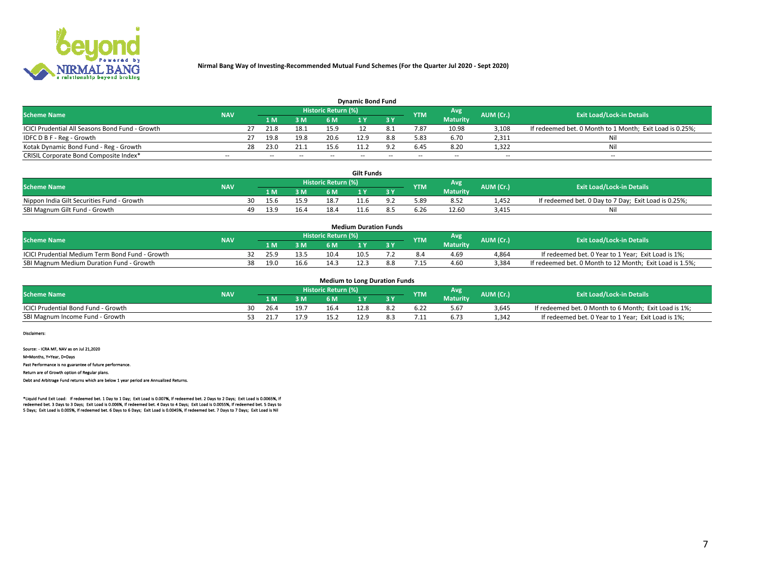**Nirmal Bang Way of Investing-Recommended Mutual Fund Schemes (For the Quarter Jul 2020 - Sept 2020)**

### Dynamic Bond Fund

| Scheme Name | NAV | Historic Return (%) | | | | | YTM | Avg Maturity | AUM (Cr.) | Exit Load/Lock-in Details |
|---|---|---|---|---|---|---|---|---|---|---|
| | | 1 M | 3 M | 6 M | 1 Y | 3 Y | | | | |
| ICICI Prudential All Seasons Bond Fund - Growth | 27 | 21.8 | 18.1 | 15.9 | 12 | 8.1 | 7.87 | 10.98 | 3,108 | If redeemed bet. 0 Month to 1 Month; Exit Load is 0.25%; |
| IDFC D B F - Reg - Growth | 27 | 19.8 | 19.8 | 20.6 | 12.9 | 8.8 | 5.83 | 6.70 | 2,311 | Nil |
| Kotak Dynamic Bond Fund - Reg - Growth | 28 | 23.0 | 21.1 | 15.6 | 11.2 | 9.2 | 6.45 | 8.20 | 1,322 | Nil |
| CRISIL Corporate Bond Composite Index* | -- | -- | -- | -- | -- | -- | -- | -- | -- | -- |

### Gilt Funds

| Scheme Name | NAV | Historic Return (%) | | | | | YTM | Avg Maturity | AUM (Cr.) | Exit Load/Lock-in Details |
|---|---|---|---|---|---|---|---|---|---|---|
| | | 1 M | 3 M | 6 M | 1 Y | 3 Y | | | | |
| Nippon India Gilt Securities Fund - Growth | 30 | 15.6 | 15.9 | 18.7 | 11.6 | 9.2 | 5.89 | 8.52 | 1,452 | If redeemed bet. 0 Day to 7 Day; Exit Load is 0.25%; |
| SBI Magnum Gilt Fund - Growth | 49 | 13.9 | 16.4 | 18.4 | 11.6 | 8.5 | 6.26 | 12.60 | 3,415 | Nil |

### Medium Duration Funds

| Scheme Name | NAV | Historic Return (%) | | | | | YTM | Avg Maturity | AUM (Cr.) | Exit Load/Lock-in Details |
|---|---|---|---|---|---|---|---|---|---|---|
| | | 1 M | 3 M | 6 M | 1 Y | 3 Y | | | | |
| ICICI Prudential Medium Term Bond Fund - Growth | 32 | 25.9 | 13.5 | 10.4 | 10.5 | 7.2 | 8.4 | 4.69 | 4,864 | If redeemed bet. 0 Year to 1 Year; Exit Load is 1%; |
| SBI Magnum Medium Duration Fund - Growth | 38 | 19.0 | 16.6 | 14.3 | 12.3 | 8.8 | 7.15 | 4.60 | 3,384 | If redeemed bet. 0 Month to 12 Month; Exit Load is 1.5%; |

### Medium to Long Duration Funds

| Scheme Name | NAV | Historic Return (%) | | | | | YTM | Avg Maturity | AUM (Cr.) | Exit Load/Lock-in Details |
|---|---|---|---|---|---|---|---|---|---|---|
| | | 1 M | 3 M | 6 M | 1 Y | 3 Y | | | | |
| ICICI Prudential Bond Fund - Growth | 30 | 26.4 | 19.7 | 16.4 | 12.8 | 8.2 | 6.22 | 5.67 | 3,645 | If redeemed bet. 0 Month to 6 Month; Exit Load is 1%; |
| SBI Magnum Income Fund - Growth | 53 | 21.7 | 17.9 | 15.2 | 12.9 | 8.3 | 7.11 | 6.73 | 1,342 | If redeemed bet. 0 Year to 1 Year; Exit Load is 1%; |

Disclaimers:

Source: - ICRA MF, NAV as on Jul 21,2020

M=Months, Y=Year, D=Days

Past Performance is no guarantee of future performance.

Return are of Growth option of Regular plans.

Debt and Arbitrage Fund returns which are below 1 year period are Annualized Returns.

*Liquid Fund Exit Load: If redeemed bet. 1 Day to 1 Day; Exit Load is 0.007%, If redeemed bet. 2 Days to 2 Days; Exit Load is 0.0065%, If redeemed bet. 3 Days to 3 Days; Exit Load is 0.006%, If redeemed bet. 4 Days to 4 Days; Exit Load is 0.0055%, If redeemed bet. 5 Days to 5 Days; Exit Load is 0.005%, If redeemed bet. 6 Days to 6 Days; Exit Load is 0.0045%, If redeemed bet. 7 Days to 7 Days; Exit Load is Nil